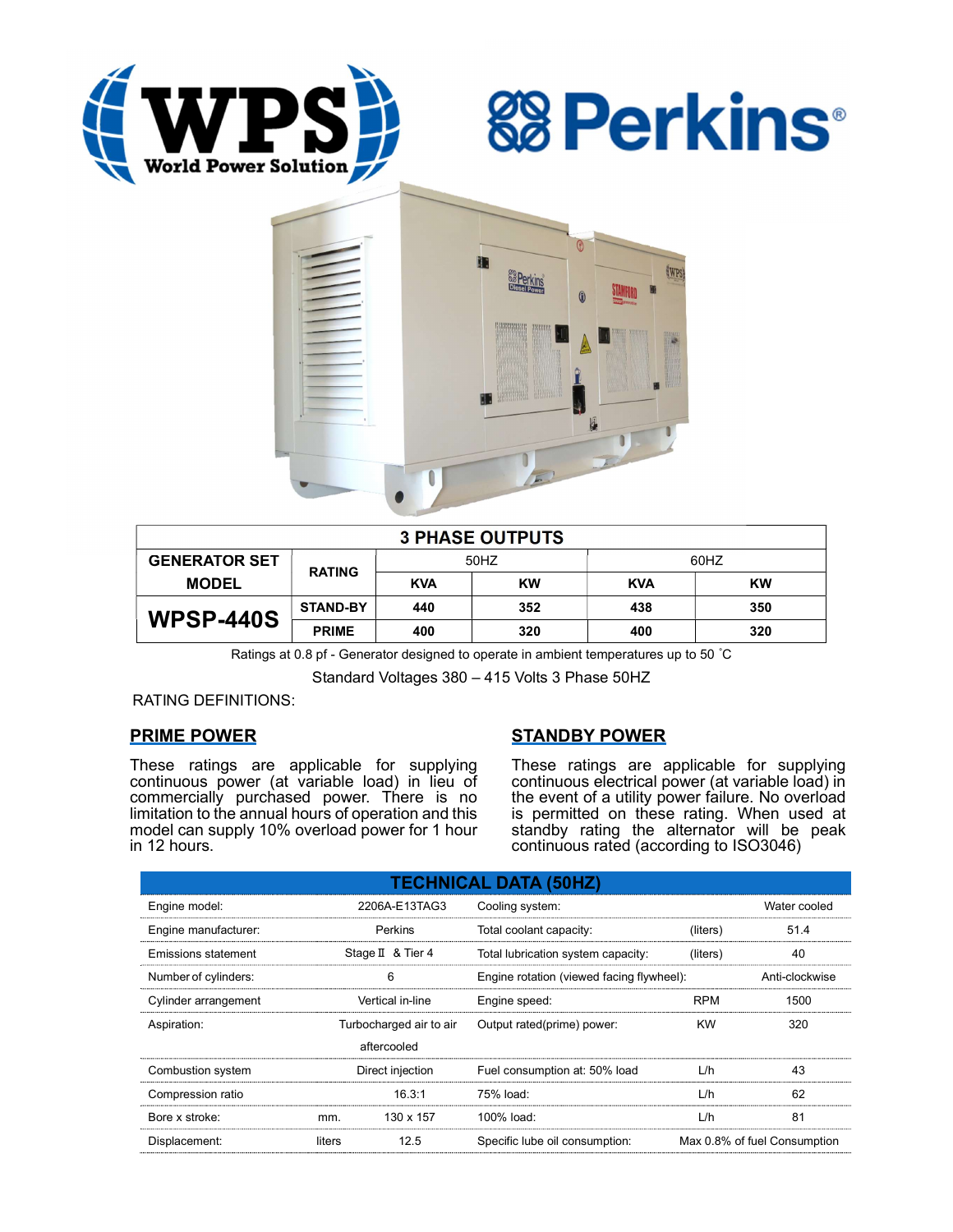| 3 PHASE OUTPUTS | | | | | |
|---|---|---|---|---|---|
| GENERATOR SET MODEL | RATING | 50HZ | | 60HZ | |
| | | KVA | KW | KVA | KW |
| WPSP-440S | STAND-BY | 440 | 352 | 438 | 350 |
| | PRIME | 400 | 320 | 400 | 320 |

Ratings at 0.8 pf - Generator designed to operate in ambient temperatures up to 50 ˚C

Standard Voltages 380 – 415 Volts 3 Phase 50HZ

RATING DEFINITIONS:

## PRIME POWER

These ratings are applicable for supplying continuous power (at variable load) in lieu of commercially purchased power. There is no limitation to the annual hours of operation and this model can supply 10% overload power for 1 hour in 12 hours.

## STANDBY POWER

These ratings are applicable for supplying continuous electrical power (at variable load) in the event of a utility power failure. No overload is permitted on these rating. When used at standby rating the alternator will be peak continuous rated (according to ISO3046)

## TECHNICAL DATA (50HZ)

| | | | | | |
|---|---|---|---|---|---|
| Engine model: | | 2206A-E13TAG3 | Cooling system: | | Water cooled |
| Engine manufacturer: | | Perkins | Total coolant capacity: | (liters) | 51.4 |
| Emissions statement | | Stage Ⅱ & Tier 4 | Total lubrication system capacity: | (liters) | 40 |
| Number of cylinders: | | 6 | Engine rotation (viewed facing flywheel): | | Anti-clockwise |
| Cylinder arrangement | | Vertical in-line | Engine speed: | RPM | 1500 |
| Aspiration: | | Turbocharged air to air aftercooled | Output rated(prime) power: | KW | 320 |
| Combustion system | | Direct injection | Fuel consumption at: 50% load | L/h | 43 |
| Compression ratio | | 16.3:1 | 75% load: | L/h | 62 |
| Bore x stroke: | mm. | 130 x 157 | 100% load: | L/h | 81 |
| Displacement: | liters | 12.5 | Specific lube oil consumption: | | Max 0.8% of fuel Consumption |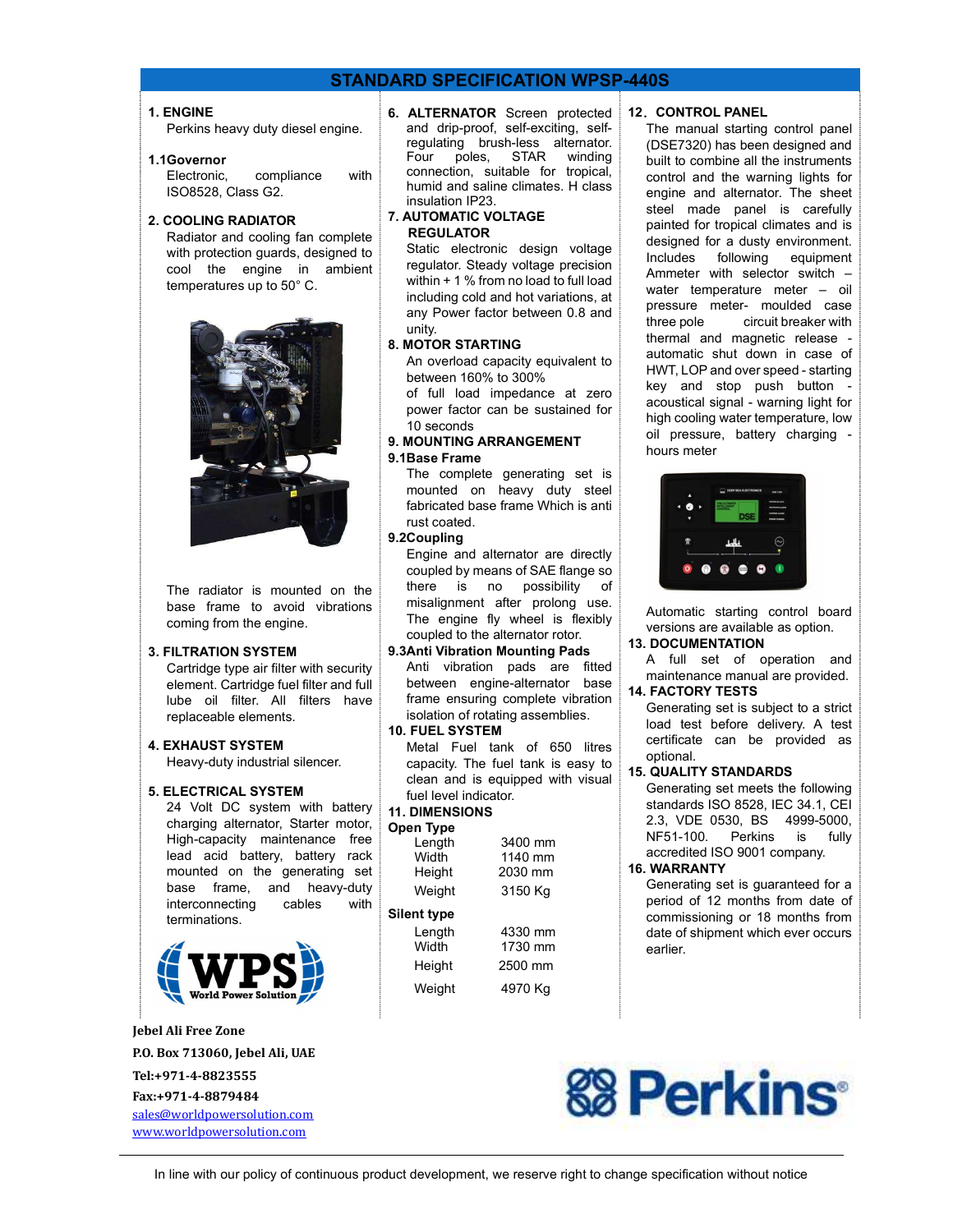# STANDARD SPECIFICATION WPSP-440S

## 1. ENGINE

Perkins heavy duty diesel engine.

### 1.1Governor

Electronic, compliance with ISO8528, Class G2.

## 2. COOLING RADIATOR

Radiator and cooling fan complete with protection guards, designed to cool the engine in ambient temperatures up to 50° C.

The radiator is mounted on the base frame to avoid vibrations coming from the engine.

## 3. FILTRATION SYSTEM

Cartridge type air filter with security element. Cartridge fuel filter and full lube oil filter. All filters have replaceable elements.

## 4. EXHAUST SYSTEM

Heavy-duty industrial silencer.

## 5. ELECTRICAL SYSTEM

24 Volt DC system with battery charging alternator, Starter motor, High-capacity maintenance free lead acid battery, battery rack mounted on the generating set base frame, and heavy-duty interconnecting cables with terminations.

## 6. ALTERNATOR

Screen protected and drip-proof, self-exciting, self-regulating brush-less alternator. Four poles, STAR winding connection, suitable for tropical, humid and saline climates. H class insulation IP23.

## 7. AUTOMATIC VOLTAGE REGULATOR

Static electronic design voltage regulator. Steady voltage precision within + 1 % from no load to full load including cold and hot variations, at any Power factor between 0.8 and unity.

## 8. MOTOR STARTING

An overload capacity equivalent to between 160% to 300% of full load impedance at zero power factor can be sustained for 10 seconds

## 9. MOUNTING ARRANGEMENT

### 9.1Base Frame

The complete generating set is mounted on heavy duty steel fabricated base frame Which is anti rust coated.

### 9.2Coupling

Engine and alternator are directly coupled by means of SAE flange so there is no possibility of misalignment after prolong use. The engine fly wheel is flexibly coupled to the alternator rotor.

### 9.3Anti Vibration Mounting Pads

Anti vibration pads are fitted between engine-alternator base frame ensuring complete vibration isolation of rotating assemblies.

## 10. FUEL SYSTEM

Metal Fuel tank of 650 litres capacity. The fuel tank is easy to clean and is equipped with visual fuel level indicator.

## 11. DIMENSIONS

**Open Type**

| | |
|---|---|
| Length | 3400 mm |
| Width | 1140 mm |
| Height | 2030 mm |
| Weight | 3150 Kg |

**Silent type**

| | |
|---|---|
| Length | 4330 mm |
| Width | 1730 mm |
| Height | 2500 mm |
| Weight | 4970 Kg |

## 12. CONTROL PANEL

The manual starting control panel (DSE7320) has been designed and built to combine all the instruments control and the warning lights for engine and alternator. The sheet steel made panel is carefully painted for tropical climates and is designed for a dusty environment. Includes following equipment Ammeter with selector switch – water temperature meter – oil pressure meter- moulded case three pole circuit breaker with thermal and magnetic release - automatic shut down in case of HWT, LOP and over speed - starting key and stop push button - acoustical signal - warning light for high cooling water temperature, low oil pressure, battery charging - hours meter

Automatic starting control board versions are available as option.

## 13. DOCUMENTATION

A full set of operation and maintenance manual are provided.

## 14. FACTORY TESTS

Generating set is subject to a strict load test before delivery. A test certificate can be provided as optional.

## 15. QUALITY STANDARDS

Generating set meets the following standards ISO 8528, IEC 34.1, CEI 2.3, VDE 0530, BS 4999-5000, NF51-100. Perkins is fully accredited ISO 9001 company.

## 16. WARRANTY

Generating set is guaranteed for a period of 12 months from date of commissioning or 18 months from date of shipment which ever occurs earlier.

WPS World Power Solution

**Jebel Ali Free Zone**

**P.O. Box 713060, Jebel Ali, UAE**

**Tel:+971-4-8823555**

**Fax:+971-4-8879484**

sales@worldpowersolution.com

www.worldpowersolution.com

Perkins

In line with our policy of continuous product development, we reserve right to change specification without notice